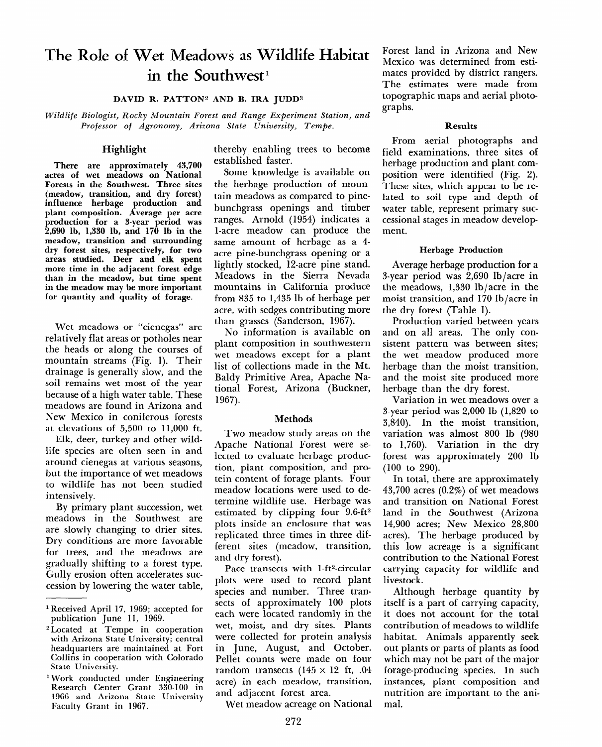# The Role of Wet Meadows as Wildlife Habitat in the Southwest[1]

DAVID R. PATTON[2] AND B. IRA JUDD[3]

*Wildlife Biologist, Rocky Mountain Forest and Range Experiment Station, and Professor of Agronomy, Arizona State University, Tempe.*

## Highlight

**There are approximately 43,700 acres of wet meadows on National Forests in the Southwest. Three sites (meadow, transition, and dry forest) influence herbage production and plant composition. Average per acre production for a 3-year period was 2,690 lb, 1,330 lb, and 170 lb in the meadow, transition and surrounding dry forest sites, respectively, for two areas studied. Deer and elk spent more time in the adjacent forest edge than in the meadow, but time spent in the meadow may be more important for quantity and quality of forage.**

Wet meadows or "cienegas" are relatively flat areas or potholes near the heads or along the courses of mountain streams (Fig. 1). Their drainage is generally slow, and the soil remains wet most of the year because of a high water table. These meadows are found in Arizona and New Mexico in coniferous forests at elevations of 5,500 to 11,000 ft.

Elk, deer, turkey and other wildlife species are often seen in and around cienegas at various seasons, but the importance of wet meadows to wildlife has not been studied intensively.

By primary plant succession, wet meadows in the Southwest are are slowly changing to drier sites. Dry conditions are more favorable for trees, and the meadows are gradually shifting to a forest type. Gully erosion often accelerates succession by lowering the water table, thereby enabling trees to become established faster.

Some knowledge is available on the herbage production of mountain meadows as compared to pine-bunchgrass openings and timber ranges. Arnold (1954) indicates a 1-acre meadow can produce the same amount of herbage as a 4-acre pine-bunchgrass opening or a lightly stocked, 12-acre pine stand. Meadows in the Sierra Nevada mountains in California produce from 835 to 1,435 lb of herbage per acre, with sedges contributing more than grasses (Sanderson, 1967).

No information is available on plant composition in southwestern wet meadows except for a plant list of collections made in the Mt. Baldy Primitive Area, Apache National Forest, Arizona (Buckner, 1967).

## Methods

Two meadow study areas on the Apache National Forest were selected to evaluate herbage production, plant composition, and protein content of forage plants. Four meadow locations were used to determine wildlife use. Herbage was estimated by clipping four 9.6-$ft^2$ plots inside an enclosure that was replicated three times in three different sites (meadow, transition, and dry forest).

Pace transects with 1-$ft^2$-circular plots were used to record plant species and number. Three transects of approximately 100 plots each were located randomly in the wet, moist, and dry sites. Plants were collected for protein analysis in June, August, and October. Pellet counts were made on four random transects ($145 \times 12$ ft, .04 acre) in each meadow, transition, and adjacent forest area.

Wet meadow acreage on National Forest land in Arizona and New Mexico was determined from estimates provided by district rangers. The estimates were made from topographic maps and aerial photographs.

## Results

From aerial photographs and field examinations, three sites of herbage production and plant composition were identified (Fig. 2). These sites, which appear to be related to soil type and depth of water table, represent primary successional stages in meadow development.

### Herbage Production

Average herbage production for a 3-year period was 2,690 lb/acre in the meadows, 1,330 lb/acre in the moist transition, and 170 lb/acre in the dry forest (Table 1).

Production varied between years and on all areas. The only consistent pattern was between sites; the wet meadow produced more herbage than the moist transition, and the moist site produced more herbage than the dry forest.

Variation in wet meadows over a 3-year period was 2,000 lb (1,820 to 3,840). In the moist transition, variation was almost 800 lb (980 to 1,760). Variation in the dry forest was approximately 200 lb (100 to 290).

In total, there are approximately 43,700 acres (0.2%) of wet meadows and transition on National Forest land in the Southwest (Arizona 14,900 acres; New Mexico 28,800 acres). The herbage produced by this low acreage is a significant contribution to the National Forest carrying capacity for wildlife and livestock.

Although herbage quantity by itself is a part of carrying capacity, it does not account for the total contribution of meadows to wildlife habitat. Animals apparently seek out plants or parts of plants as food which may not be part of the major forage-producing species. In such instances, plant composition and nutrition are important to the animal.

---

[1] Received April 17, 1969; accepted for publication June 11, 1969.

[2] Located at Tempe in cooperation with Arizona State University; central headquarters are maintained at Fort Collins in cooperation with Colorado State University.

[3] Work conducted under Engineering Research Center Grant 330-100 in 1966 and Arizona State University Faculty Grant in 1967.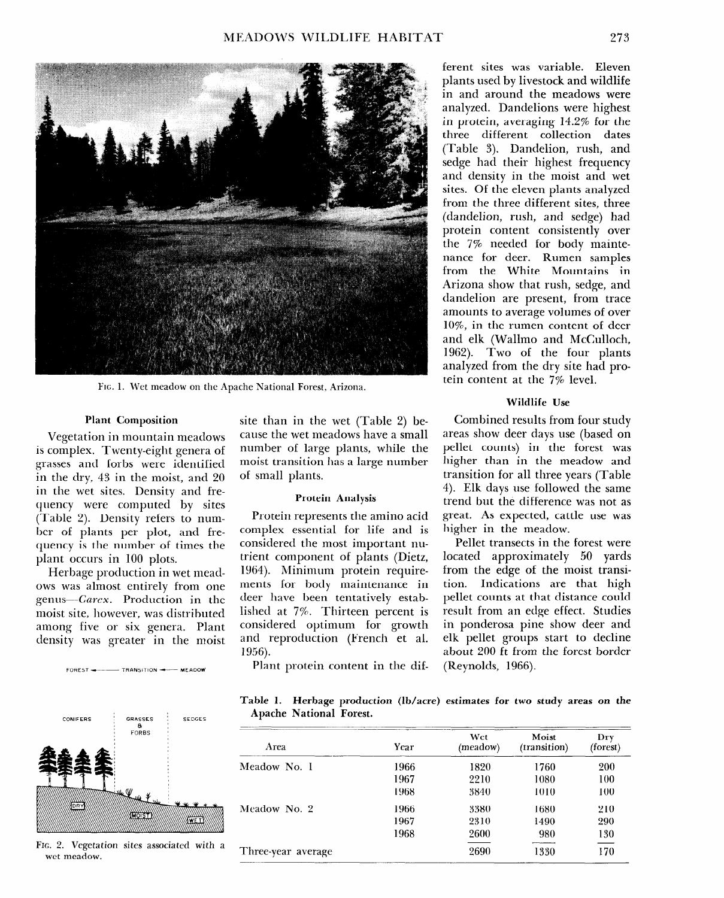Fig. 1. Wet meadow on the Apache National Forest, Arizona.

### Plant Composition

Vegetation in mountain meadows is complex. Twenty-eight genera of grasses and forbs were identified in the dry, 43 in the moist, and 20 in the wet sites. Density and frequency were computed by sites (Table 2). Density refers to number of plants per plot, and frequency is the number of times the plant occurs in 100 plots.

Herbage production in wet meadows was almost entirely from one genus—*Carex*. Production in the moist site, however, was distributed among five or six genera. Plant density was greater in the moist site than in the wet (Table 2) because the wet meadows have a small number of large plants, while the moist transition has a large number of small plants.

FOREST ← TRANSITION ← MEADOW

CONIFERS | GRASSES & FORBS | SEDGES

DRY | MOIST | WET

Fig. 2. Vegetation sites associated with a wet meadow.

### Protein Analysis

Protein represents the amino acid complex essential for life and is considered the most important nutrient component of plants (Dietz, 1964). Minimum protein requirements for body maintenance in deer have been tentatively established at 7%. Thirteen percent is considered optimum for growth and reproduction (French et al. 1956).

Plant protein content in the different sites was variable. Eleven plants used by livestock and wildlife in and around the meadows were analyzed. Dandelions were highest in protein, averaging 14.2% for the three different collection dates (Table 3). Dandelion, rush, and sedge had their highest frequency and density in the moist and wet sites. Of the eleven plants analyzed from the three different sites, three (dandelion, rush, and sedge) had protein content consistently over the 7% needed for body maintenance for deer. Rumen samples from the White Mountains in Arizona show that rush, sedge, and dandelion are present, from trace amounts to average volumes of over 10%, in the rumen content of deer and elk (Wallmo and McCulloch, 1962). Two of the four plants analyzed from the dry site had protein content at the 7% level.

### Wildlife Use

Combined results from four study areas show deer days use (based on pellet counts) in the forest was higher than in the meadow and transition for all three years (Table 4). Elk days use followed the same trend but the difference was not as great. As expected, cattle use was higher in the meadow.

Pellet transects in the forest were located approximately 50 yards from the edge of the moist transition. Indications are that high pellet counts at that distance could result from an edge effect. Studies in ponderosa pine show deer and elk pellet groups start to decline about 200 ft from the forest border (Reynolds, 1966).

**Table 1. Herbage production (lb/acre) estimates for two study areas on the Apache National Forest.**

| Area | Year | Wet (meadow) | Moist (transition) | Dry (forest) |
|---|---|---|---|---|
| Meadow No. 1 | 1966 | 1820 | 1760 | 200 |
| | 1967 | 2210 | 1080 | 100 |
| | 1968 | 3840 | 1010 | 100 |
| Meadow No. 2 | 1966 | 3380 | 1680 | 210 |
| | 1967 | 2310 | 1490 | 290 |
| | 1968 | 2600 | 980 | 130 |
| Three-year average | | 2690 | 1330 | 170 |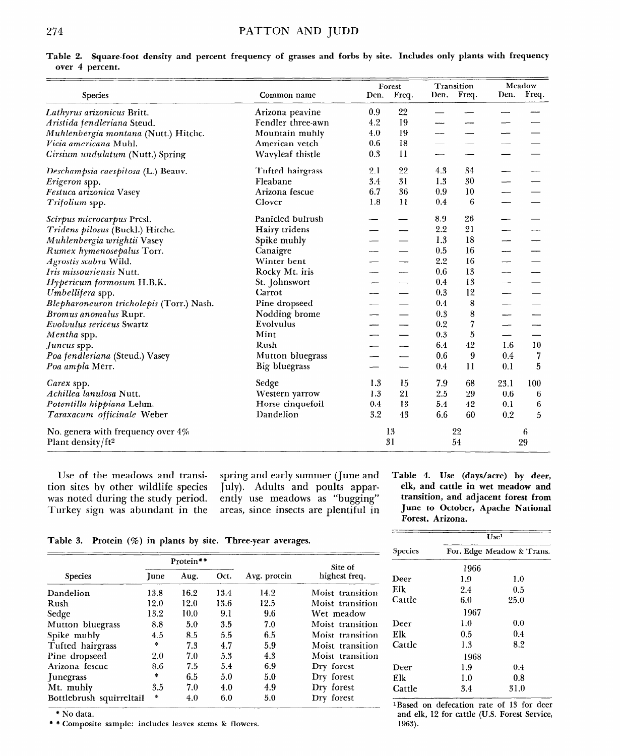Table 2. Square-foot density and percent frequency of grasses and forbs by site. Includes only plants with frequency over 4 percent.

| Species | Common name | Forest | | Transition | | Meadow | |
|---|---|---|---|---|---|---|---|
| | | Den. | Freq. | Den. | Freq. | Den. | Freq. |
| *Lathyrus arizonicus* Britt. | Arizona peavine | 0.9 | 22 | — | — | — | — |
| *Aristida fendleriana* Steud. | Fendler three-awn | 4.2 | 19 | — | — | — | — |
| *Muhlenbergia montana* (Nutt.) Hitchc. | Mountain muhly | 4.0 | 19 | — | — | — | — |
| *Vicia americana* Muhl. | American vetch | 0.6 | 18 | — | — | — | — |
| *Cirsium undulatum* (Nutt.) Spring | Wavyleaf thistle | 0.3 | 11 | — | — | — | — |
| *Deschampsia caespitosa* (L.) Beauv. | Tufted hairgrass | 2.1 | 22 | 4.3 | 34 | — | — |
| *Erigeron* spp. | Fleabane | 3.4 | 31 | 1.3 | 30 | — | — |
| *Festuca arizonica* Vasey | Arizona fescue | 6.7 | 36 | 0.9 | 10 | — | — |
| *Trifolium* spp. | Clover | 1.8 | 11 | 0.4 | 6 | — | — |
| *Scirpus microcarpus* Presl. | Panicled bulrush | — | — | 8.9 | 26 | — | — |
| *Tridens pilosus* (Buckl.) Hitchc. | Hairy tridens | — | — | 2.2 | 21 | — | — |
| *Muhlenbergia wrightii* Vasey | Spike muhly | — | — | 1.3 | 18 | — | — |
| *Rumex hymenosepalus* Torr. | Canaigre | — | — | 0.5 | 16 | — | — |
| *Agrostis scabra* Wild. | Winter bent | — | — | 2.2 | 16 | — | — |
| *Iris missouriensis* Nutt. | Rocky Mt. iris | — | — | 0.6 | 13 | — | — |
| *Hypericum formosum* H.B.K. | St. Johnswort | — | — | 0.4 | 13 | — | — |
| *Umbellifera* spp. | Carrot | — | — | 0.3 | 12 | — | — |
| *Blepharoneuron tricholepis* (Torr.) Nash. | Pine dropseed | — | — | 0.4 | 8 | — | — |
| *Bromus anomalus* Rupr. | Nodding brome | — | — | 0.3 | 8 | — | — |
| *Evolvulus sericeus* Swartz | Evolvulus | — | — | 0.2 | 7 | — | — |
| *Mentha* spp. | Mint | — | — | 0.3 | 5 | — | — |
| *Juncus* spp. | Rush | — | — | 6.4 | 42 | 1.6 | 10 |
| *Poa fendleriana* (Steud.) Vasey | Mutton bluegrass | — | — | 0.6 | 9 | 0.4 | 7 |
| *Poa ampla* Merr. | Big bluegrass | — | — | 0.4 | 11 | 0.1 | 5 |
| *Carex* spp. | Sedge | 1.3 | 15 | 7.9 | 68 | 23.1 | 100 |
| *Achillea lanulosa* Nutt. | Western yarrow | 1.3 | 21 | 2.5 | 29 | 0.6 | 6 |
| *Potentilla hippiana* Lehm. | Horse cinquefoil | 0.4 | 13 | 5.4 | 42 | 0.1 | 6 |
| *Taraxacum officinale* Weber | Dandelion | 3.2 | 43 | 6.6 | 60 | 0.2 | 5 |
| No. genera with frequency over 4% | | 13 | | 22 | | 6 | |
| Plant density/ft² | | 31 | | 54 | | 29 | |

Use of the meadows and transition sites by other wildlife species was noted during the study period. Turkey sign was abundant in the spring and early summer (June and July). Adults and poults apparently use meadows as "bugging" areas, since insects are plentiful in

Table 3. Protein (%) in plants by site. Three-year averages.

| Species | Protein** | | | Avg. protein | Site of highest freq. |
|---|---|---|---|---|---|
| | June | Aug. | Oct. | | |
| Dandelion | 13.8 | 16.2 | 13.4 | 14.2 | Moist transition |
| Rush | 12.0 | 12.0 | 13.6 | 12.5 | Moist transition |
| Sedge | 13.2 | 10.0 | 9.1 | 9.6 | Wet meadow |
| Mutton bluegrass | 8.8 | 5.0 | 3.5 | 7.0 | Moist transition |
| Spike muhly | 4.5 | 8.5 | 5.5 | 6.5 | Moist transition |
| Tufted hairgrass | * | 7.3 | 4.7 | 5.9 | Moist transition |
| Pine dropseed | 2.0 | 7.0 | 5.3 | 4.3 | Moist transition |
| Arizona fescue | 8.6 | 7.5 | 5.4 | 6.9 | Dry forest |
| Junegrass | * | 6.5 | 5.0 | 5.0 | Dry forest |
| Mt. muhly | 3.5 | 7.0 | 4.0 | 4.9 | Dry forest |
| Bottlebrush squirreltail | * | 4.0 | 6.0 | 5.0 | Dry forest |

\* No data.

\*\* Composite sample: includes leaves stems & flowers.

Table 4. Use (days/acre) by deer, elk, and cattle in wet meadow and transition, and adjacent forest from June to October, Apache National Forest, Arizona.

| Species | Use[1] | |
|---|---|---|
| | For. Edge | Meadow & Trans. |
| | 1966 | |
| Deer | 1.9 | 1.0 |
| Elk | 2.4 | 0.5 |
| Cattle | 6.0 | 25.0 |
| | 1967 | |
| Deer | 1.0 | 0.0 |
| Elk | 0.5 | 0.4 |
| Cattle | 1.3 | 8.2 |
| | 1968 | |
| Deer | 1.9 | 0.4 |
| Elk | 1.0 | 0.8 |
| Cattle | 3.4 | 31.0 |

[1]Based on defecation rate of 13 for deer and elk, 12 for cattle (U.S. Forest Service, 1963).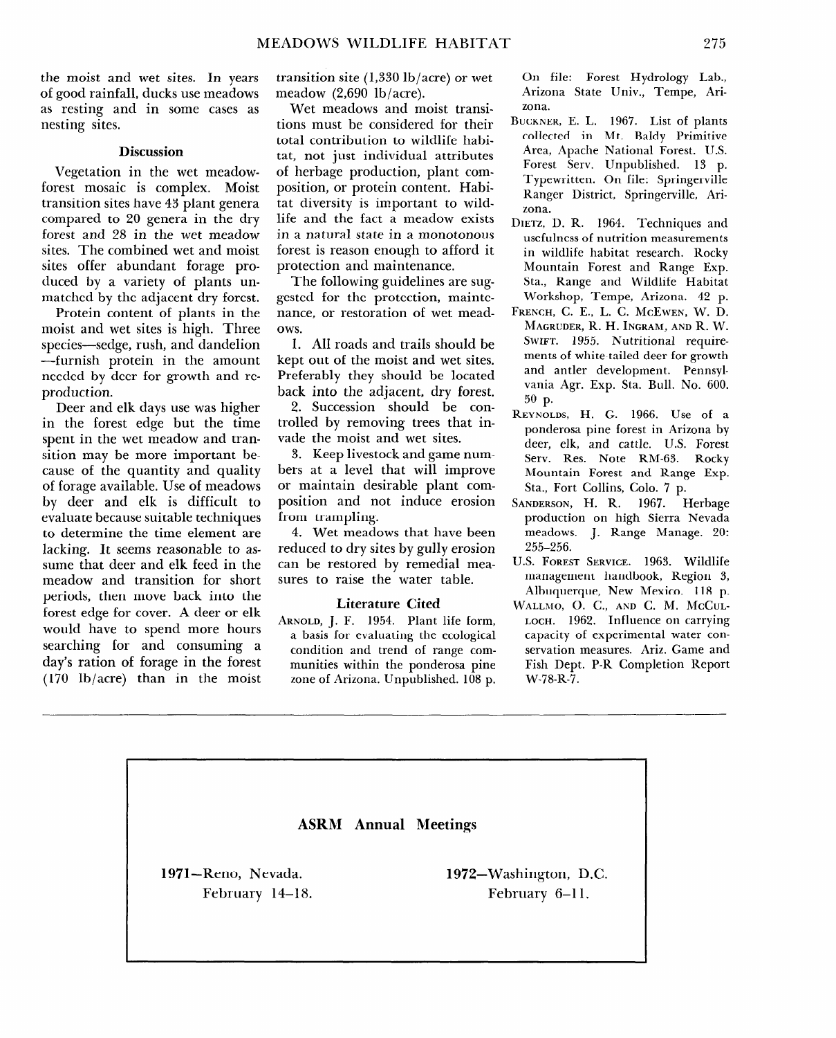the moist and wet sites. In years of good rainfall, ducks use meadows as resting and in some cases as nesting sites.

### Discussion

Vegetation in the wet meadow-forest mosaic is complex. Moist transition sites have 43 plant genera compared to 20 genera in the dry forest and 28 in the wet meadow sites. The combined wet and moist sites offer abundant forage produced by a variety of plants unmatched by the adjacent dry forest.

Protein content of plants in the moist and wet sites is high. Three species—sedge, rush, and dandelion—furnish protein in the amount needed by deer for growth and reproduction.

Deer and elk days use was higher in the forest edge but the time spent in the wet meadow and transition may be more important because of the quantity and quality of forage available. Use of meadows by deer and elk is difficult to evaluate because suitable techniques to determine the time element are lacking. It seems reasonable to assume that deer and elk feed in the meadow and transition for short periods, then move back into the forest edge for cover. A deer or elk would have to spend more hours searching for and consuming a day's ration of forage in the forest (170 lb/acre) than in the moist transition site (1,330 lb/acre) or wet meadow (2,690 lb/acre).

Wet meadows and moist transitions must be considered for their total contribution to wildlife habitat, not just individual attributes of herbage production, plant composition, or protein content. Habitat diversity is important to wildlife and the fact a meadow exists in a natural state in a monotonous forest is reason enough to afford it protection and maintenance.

The following guidelines are suggested for the protection, maintenance, or restoration of wet meadows.

1. All roads and trails should be kept out of the moist and wet sites. Preferably they should be located back into the adjacent, dry forest.
2. Succession should be controlled by removing trees that invade the moist and wet sites.
3. Keep livestock and game numbers at a level that will improve or maintain desirable plant composition and not induce erosion from trampling.
4. Wet meadows that have been reduced to dry sites by gully erosion can be restored by remedial measures to raise the water table.

### Literature Cited

Arnold, J. F. 1954. Plant life form, a basis for evaluating the ecological condition and trend of range communities within the ponderosa pine zone of Arizona. Unpublished. 108 p. On file: Forest Hydrology Lab., Arizona State Univ., Tempe, Arizona.

Buckner, E. L. 1967. List of plants collected in Mt. Baldy Primitive Area, Apache National Forest. U.S. Forest Serv. Unpublished. 13 p. Typewritten. On file: Springerville Ranger District, Springerville, Arizona.

Dietz, D. R. 1964. Techniques and usefulness of nutrition measurements in wildlife habitat research. Rocky Mountain Forest and Range Exp. Sta., Range and Wildlife Habitat Workshop, Tempe, Arizona. 42 p.

French, C. E., L. C. McEwen, W. D. Magruder, R. H. Ingram, and R. W. Swift. 1955. Nutritional requirements of white-tailed deer for growth and antler development. Pennsylvania Agr. Exp. Sta. Bull. No. 600. 50 p.

Reynolds, H. G. 1966. Use of a ponderosa pine forest in Arizona by deer, elk, and cattle. U.S. Forest Serv. Res. Note RM-63. Rocky Mountain Forest and Range Exp. Sta., Fort Collins, Colo. 7 p.

Sanderson, H. R. 1967. Herbage production on high Sierra Nevada meadows. J. Range Manage. 20: 255–256.

U.S. Forest Service. 1963. Wildlife management handbook, Region 3, Albuquerque, New Mexico. 118 p.

Wallmo, O. C., and C. M. McCulloch. 1962. Influence on carrying capacity of experimental water conservation measures. Ariz. Game and Fish Dept. P-R Completion Report W-78-R-7.

---

**ASRM Annual Meetings**

1971—Reno, Nevada. February 14–18.

1972—Washington, D.C. February 6–11.